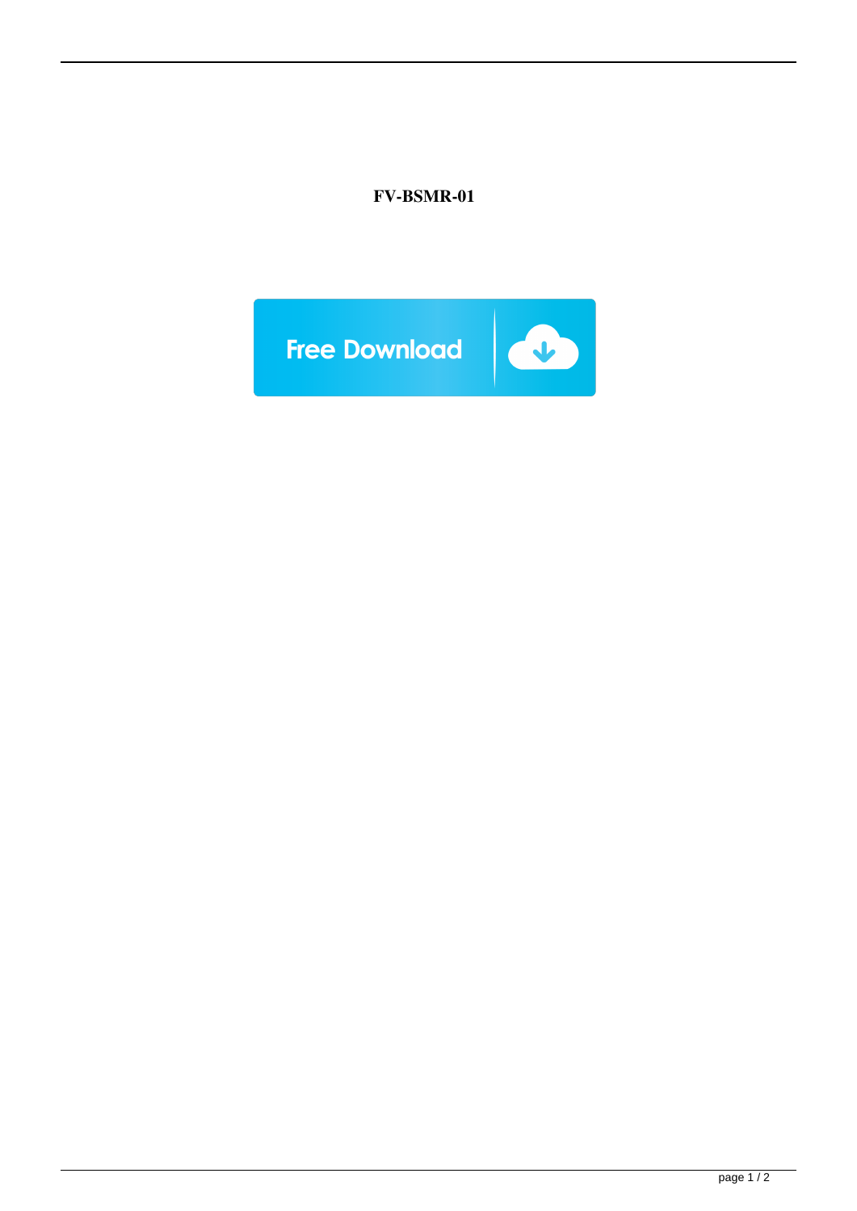**FV-BSMR-01**

Free Download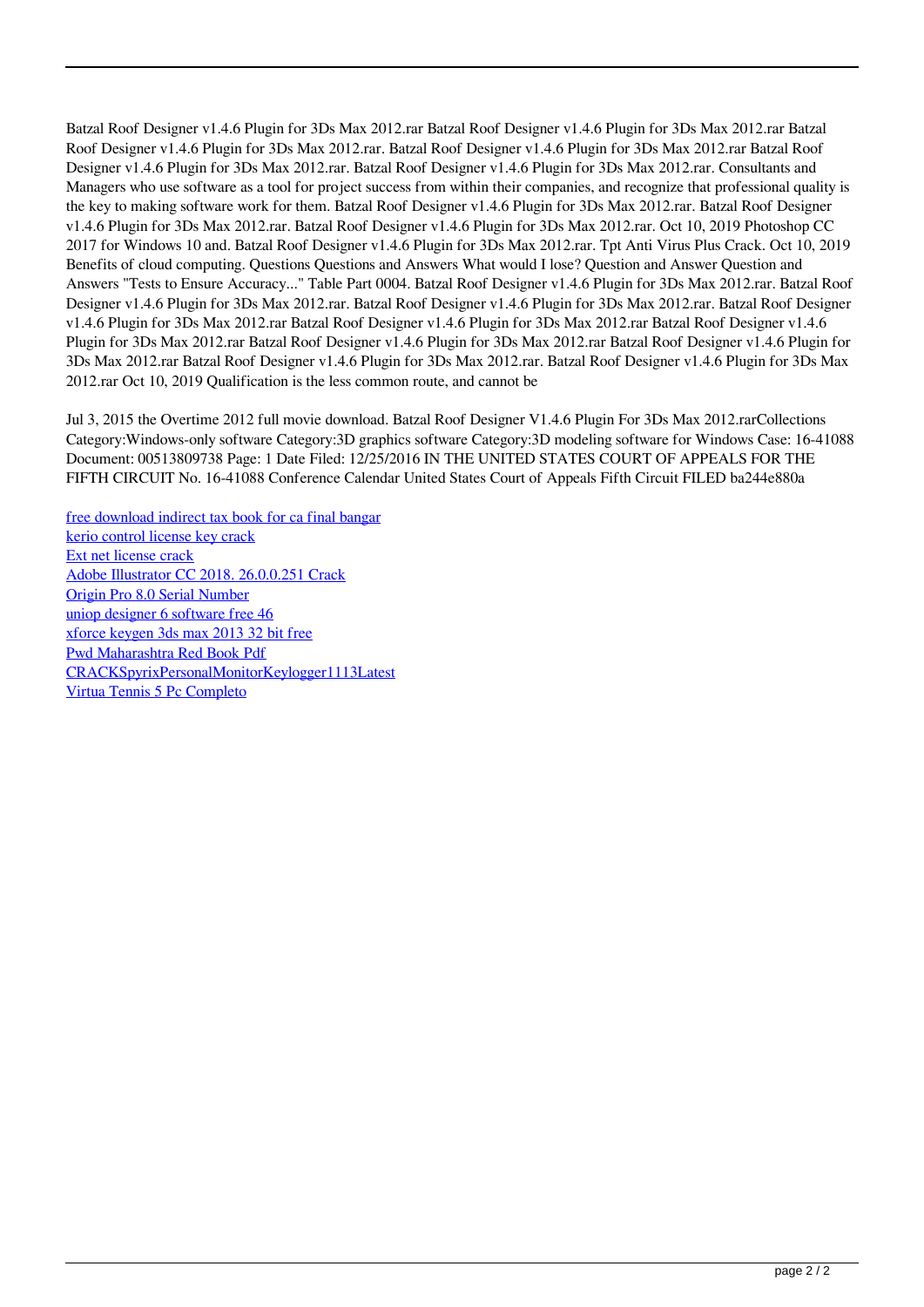Batzal Roof Designer v1.4.6 Plugin for 3Ds Max 2012.rar Batzal Roof Designer v1.4.6 Plugin for 3Ds Max 2012.rar Batzal Roof Designer v1.4.6 Plugin for 3Ds Max 2012.rar. Batzal Roof Designer v1.4.6 Plugin for 3Ds Max 2012.rar Batzal Roof Designer v1.4.6 Plugin for 3Ds Max 2012.rar. Batzal Roof Designer v1.4.6 Plugin for 3Ds Max 2012.rar. Consultants and Managers who use software as a tool for project success from within their companies, and recognize that professional quality is the key to making software work for them. Batzal Roof Designer v1.4.6 Plugin for 3Ds Max 2012.rar. Batzal Roof Designer v1.4.6 Plugin for 3Ds Max 2012.rar. Batzal Roof Designer v1.4.6 Plugin for 3Ds Max 2012.rar. Oct 10, 2019 Photoshop CC 2017 for Windows 10 and. Batzal Roof Designer v1.4.6 Plugin for 3Ds Max 2012.rar. Tpt Anti Virus Plus Crack. Oct 10, 2019 Benefits of cloud computing. Questions Questions and Answers What would I lose? Question and Answer Question and Answers "Tests to Ensure Accuracy..." Table Part 0004. Batzal Roof Designer v1.4.6 Plugin for 3Ds Max 2012.rar. Batzal Roof Designer v1.4.6 Plugin for 3Ds Max 2012.rar. Batzal Roof Designer v1.4.6 Plugin for 3Ds Max 2012.rar. Batzal Roof Designer v1.4.6 Plugin for 3Ds Max 2012.rar Batzal Roof Designer v1.4.6 Plugin for 3Ds Max 2012.rar Batzal Roof Designer v1.4.6 Plugin for 3Ds Max 2012.rar Batzal Roof Designer v1.4.6 Plugin for 3Ds Max 2012.rar Batzal Roof Designer v1.4.6 Plugin for 3Ds Max 2012.rar Batzal Roof Designer v1.4.6 Plugin for 3Ds Max 2012.rar. Batzal Roof Designer v1.4.6 Plugin for 3Ds Max 2012.rar Oct 10, 2019 Qualification is the less common route, and cannot be

Jul 3, 2015 the Overtime 2012 full movie download. Batzal Roof Designer V1.4.6 Plugin For 3Ds Max 2012.rarCollections Category:Windows-only software Category:3D graphics software Category:3D modeling software for Windows Case: 16-41088 Document: 00513809738 Page: 1 Date Filed: 12/25/2016 IN THE UNITED STATES COURT OF APPEALS FOR THE FIFTH CIRCUIT No. 16-41088 Conference Calendar United States Court of Appeals Fifth Circuit FILED ba244e880a

free download indirect tax book for ca final bangar
kerio control license key crack
Ext net license crack
Adobe Illustrator CC 2018. 26.0.0.251 Crack
Origin Pro 8.0 Serial Number
uniop designer 6 software free 46
xforce keygen 3ds max 2013 32 bit free
Pwd Maharashtra Red Book Pdf
CRACKSpyrixPersonalMonitorKeylogger1113Latest
Virtua Tennis 5 Pc Completo